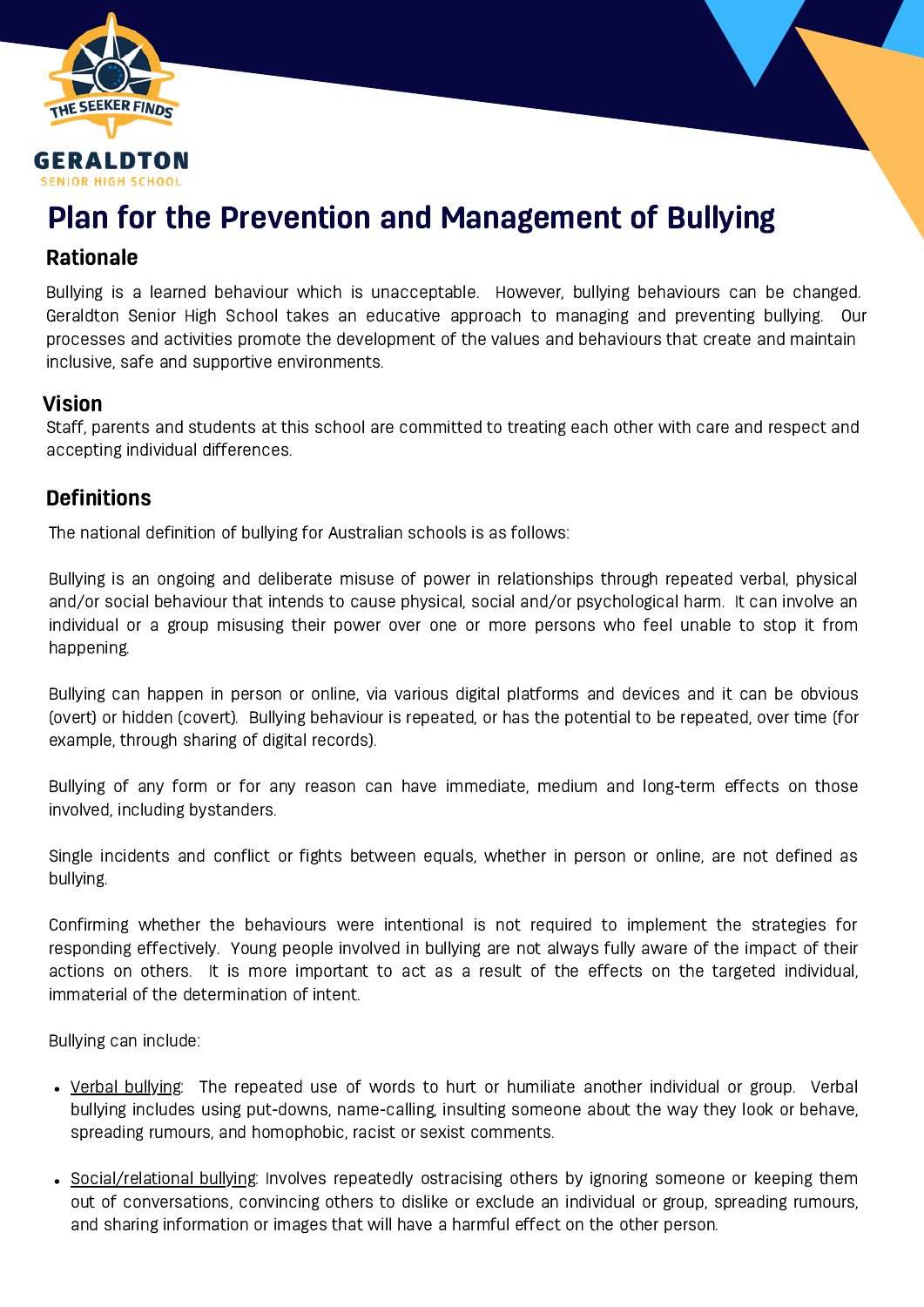GERALDTON SENIOR HIGH SCHOOL

THE SEEKER FINDS

# Plan for the Prevention and Management of Bullying

## Rationale

Bullying is a learned behaviour which is unacceptable. However, bullying behaviours can be changed. Geraldton Senior High School takes an educative approach to managing and preventing bullying. Our processes and activities promote the development of the values and behaviours that create and maintain inclusive, safe and supportive environments.

## Vision

Staff, parents and students at this school are committed to treating each other with care and respect and accepting individual differences.

## Definitions

The national definition of bullying for Australian schools is as follows:

Bullying is an ongoing and deliberate misuse of power in relationships through repeated verbal, physical and/or social behaviour that intends to cause physical, social and/or psychological harm. It can involve an individual or a group misusing their power over one or more persons who feel unable to stop it from happening.

Bullying can happen in person or online, via various digital platforms and devices and it can be obvious (overt) or hidden (covert). Bullying behaviour is repeated, or has the potential to be repeated, over time (for example, through sharing of digital records).

Bullying of any form or for any reason can have immediate, medium and long-term effects on those involved, including bystanders.

Single incidents and conflict or fights between equals, whether in person or online, are not defined as bullying.

Confirming whether the behaviours were intentional is not required to implement the strategies for responding effectively. Young people involved in bullying are not always fully aware of the impact of their actions on others. It is more important to act as a result of the effects on the targeted individual, immaterial of the determination of intent.

Bullying can include:

- Verbal bullying: The repeated use of words to hurt or humiliate another individual or group. Verbal bullying includes using put-downs, name-calling, insulting someone about the way they look or behave, spreading rumours, and homophobic, racist or sexist comments.

- Social/relational bullying: Involves repeatedly ostracising others by ignoring someone or keeping them out of conversations, convincing others to dislike or exclude an individual or group, spreading rumours, and sharing information or images that will have a harmful effect on the other person.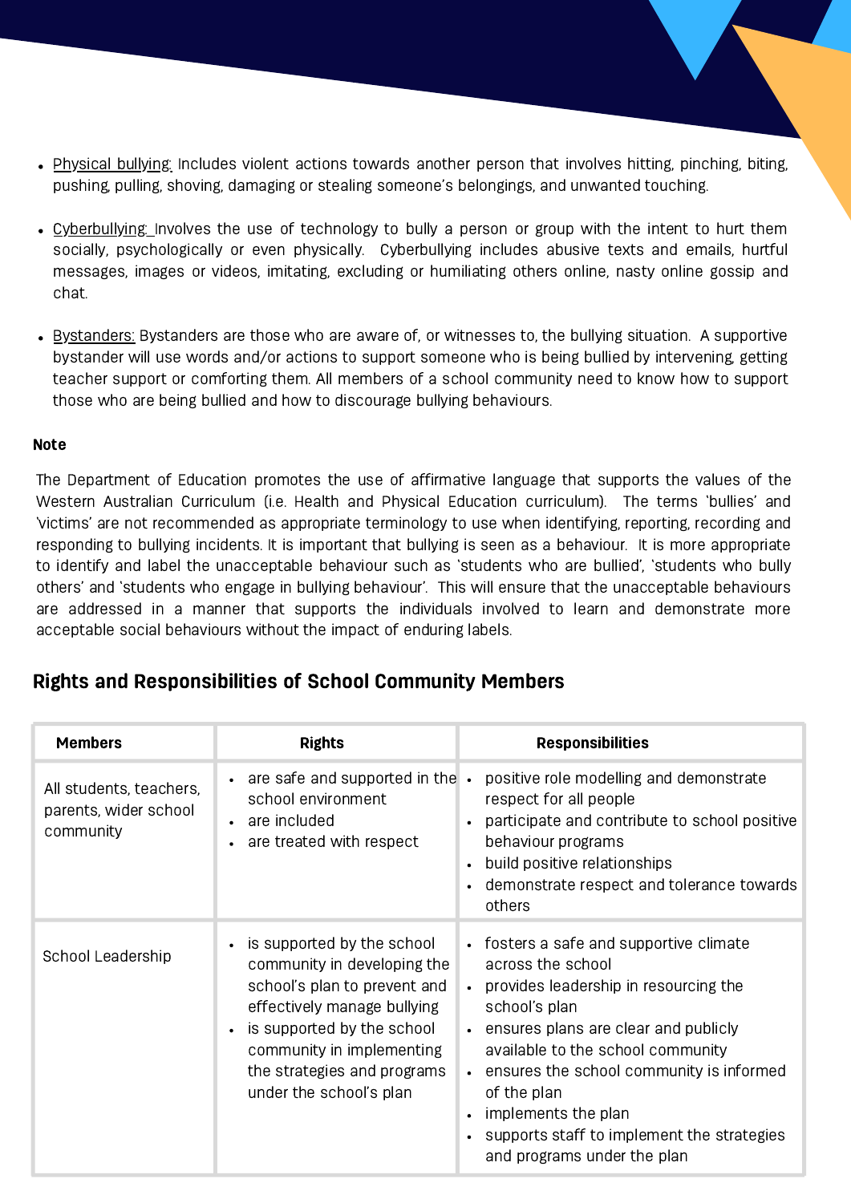- Physical bullying: Includes violent actions towards another person that involves hitting, pinching, biting, pushing, pulling, shoving, damaging or stealing someone's belongings, and unwanted touching.

- Cyberbullying: Involves the use of technology to bully a person or group with the intent to hurt them socially, psychologically or even physically. Cyberbullying includes abusive texts and emails, hurtful messages, images or videos, imitating, excluding or humiliating others online, nasty online gossip and chat.

- Bystanders: Bystanders are those who are aware of, or witnesses to, the bullying situation. A supportive bystander will use words and/or actions to support someone who is being bullied by intervening, getting teacher support or comforting them. All members of a school community need to know how to support those who are being bullied and how to discourage bullying behaviours.

**Note**

The Department of Education promotes the use of affirmative language that supports the values of the Western Australian Curriculum (i.e. Health and Physical Education curriculum). The terms 'bullies' and 'victims' are not recommended as appropriate terminology to use when identifying, reporting, recording and responding to bullying incidents. It is important that bullying is seen as a behaviour. It is more appropriate to identify and label the unacceptable behaviour such as 'students who are bullied', 'students who bully others' and 'students who engage in bullying behaviour'. This will ensure that the unacceptable behaviours are addressed in a manner that supports the individuals involved to learn and demonstrate more acceptable social behaviours without the impact of enduring labels.

## Rights and Responsibilities of School Community Members

| Members | Rights | Responsibilities |
|---|---|---|
| All students, teachers, parents, wider school community | • are safe and supported in the school environment<br>• are included<br>• are treated with respect | • positive role modelling and demonstrate respect for all people<br>• participate and contribute to school positive behaviour programs<br>• build positive relationships<br>• demonstrate respect and tolerance towards others |
| School Leadership | • is supported by the school community in developing the school's plan to prevent and effectively manage bullying<br>• is supported by the school community in implementing the strategies and programs under the school's plan | • fosters a safe and supportive climate across the school<br>• provides leadership in resourcing the school's plan<br>• ensures plans are clear and publicly available to the school community<br>• ensures the school community is informed of the plan<br>• implements the plan<br>• supports staff to implement the strategies and programs under the plan |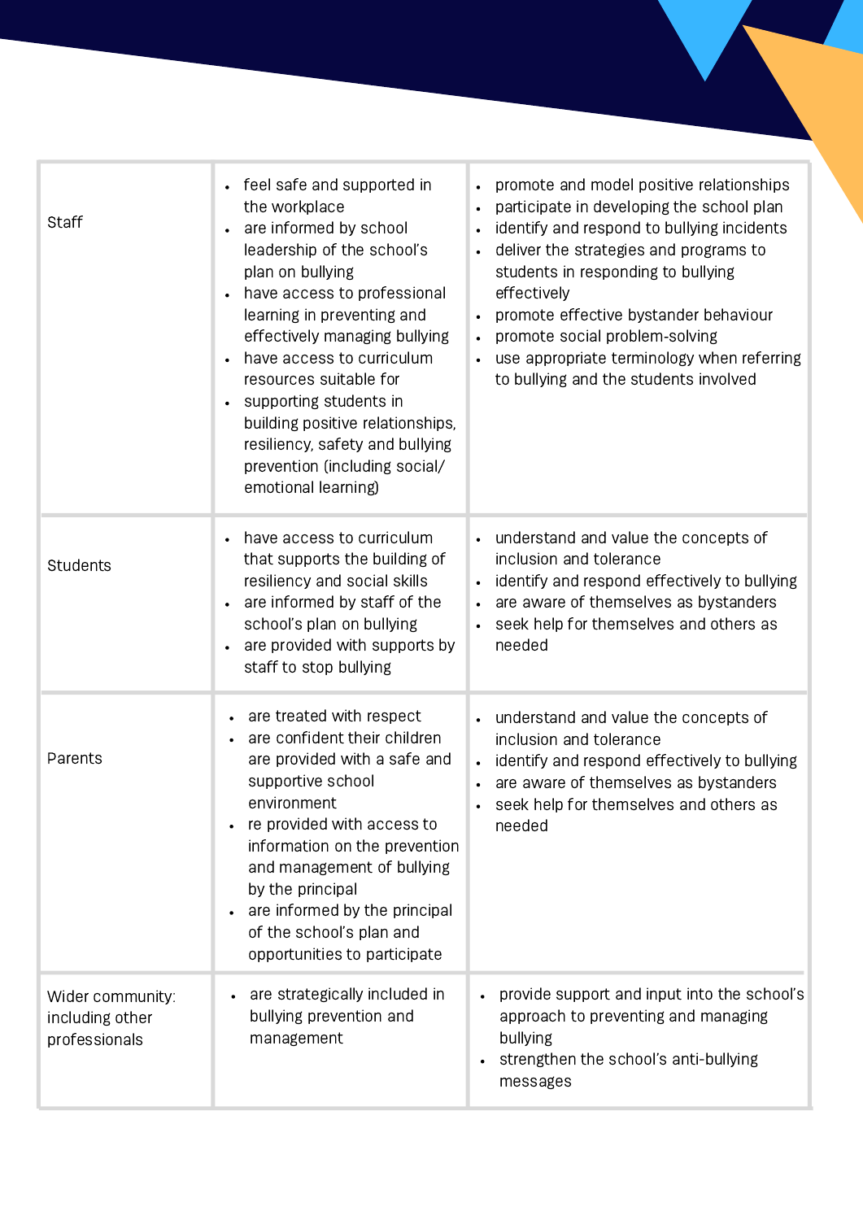| | | |
|---|---|---|
| Staff | • feel safe and supported in the workplace<br>• are informed by school leadership of the school's plan on bullying<br>• have access to professional learning in preventing and effectively managing bullying<br>• have access to curriculum resources suitable for<br>• supporting students in building positive relationships, resiliency, safety and bullying prevention (including social/ emotional learning) | • promote and model positive relationships<br>• participate in developing the school plan<br>• identify and respond to bullying incidents<br>• deliver the strategies and programs to students in responding to bullying effectively<br>• promote effective bystander behaviour<br>• promote social problem-solving<br>• use appropriate terminology when referring to bullying and the students involved |
| Students | • have access to curriculum that supports the building of resiliency and social skills<br>• are informed by staff of the school's plan on bullying<br>• are provided with supports by staff to stop bullying | • understand and value the concepts of inclusion and tolerance<br>• identify and respond effectively to bullying<br>• are aware of themselves as bystanders<br>• seek help for themselves and others as needed |
| Parents | • are treated with respect<br>• are confident their children are provided with a safe and supportive school environment<br>• re provided with access to information on the prevention and management of bullying by the principal<br>• are informed by the principal of the school's plan and opportunities to participate | • understand and value the concepts of inclusion and tolerance<br>• identify and respond effectively to bullying<br>• are aware of themselves as bystanders<br>• seek help for themselves and others as needed |
| Wider community: including other professionals | • are strategically included in bullying prevention and management | • provide support and input into the school's approach to preventing and managing bullying<br>• strengthen the school's anti-bullying messages |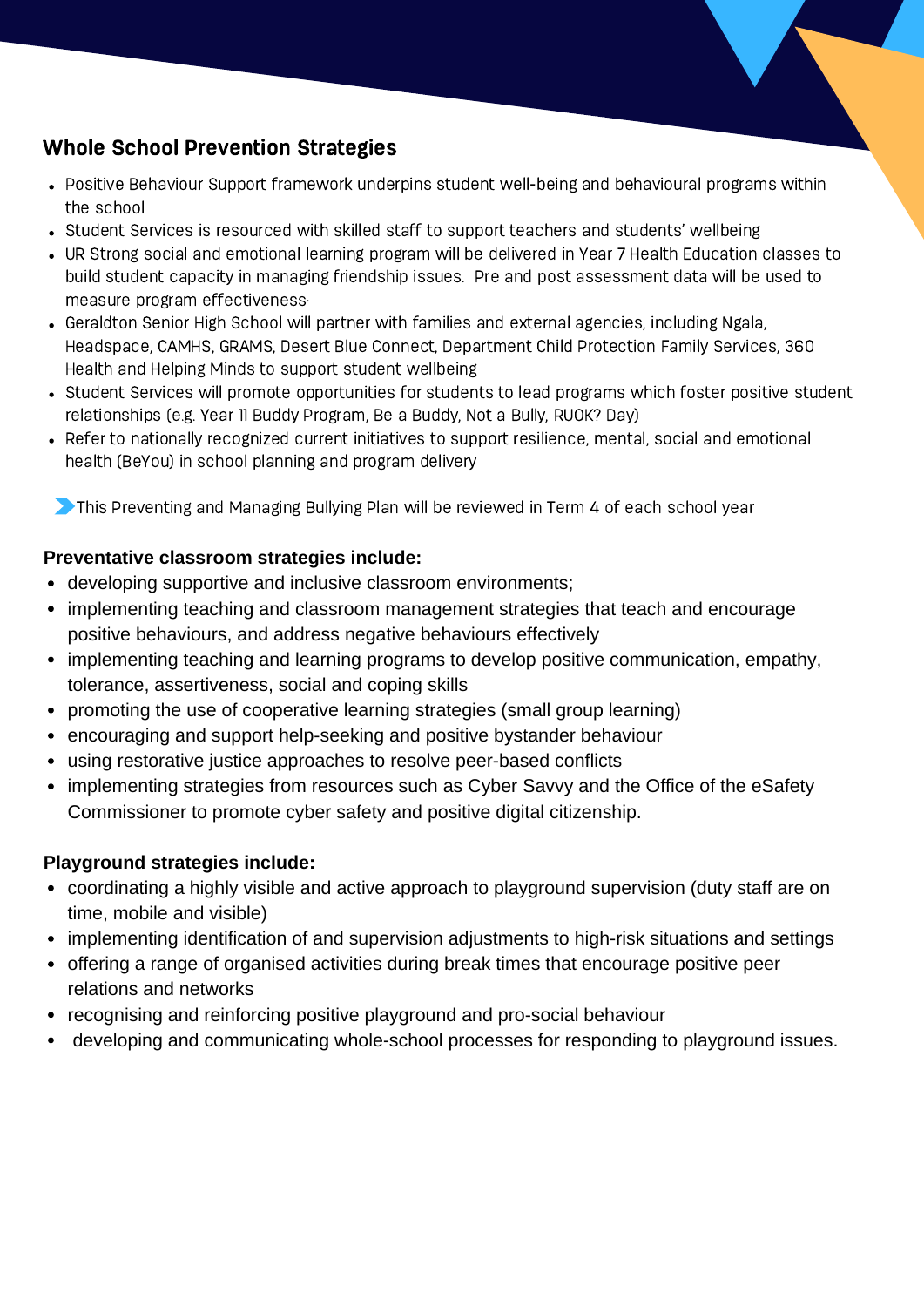## Whole School Prevention Strategies

- Positive Behaviour Support framework underpins student well-being and behavioural programs within the school
- Student Services is resourced with skilled staff to support teachers and students' wellbeing
- UR Strong social and emotional learning program will be delivered in Year 7 Health Education classes to build student capacity in managing friendship issues. Pre and post assessment data will be used to measure program effectiveness.
- Geraldton Senior High School will partner with families and external agencies, including Ngala, Headspace, CAMHS, GRAMS, Desert Blue Connect, Department Child Protection Family Services, 360 Health and Helping Minds to support student wellbeing
- Student Services will promote opportunities for students to lead programs which foster positive student relationships (e.g. Year 11 Buddy Program, Be a Buddy, Not a Bully, RUOK? Day)
- Refer to nationally recognized current initiatives to support resilience, mental, social and emotional health (BeYou) in school planning and program delivery

This Preventing and Managing Bullying Plan will be reviewed in Term 4 of each school year

**Preventative classroom strategies include:**

- developing supportive and inclusive classroom environments;
- implementing teaching and classroom management strategies that teach and encourage positive behaviours, and address negative behaviours effectively
- implementing teaching and learning programs to develop positive communication, empathy, tolerance, assertiveness, social and coping skills
- promoting the use of cooperative learning strategies (small group learning)
- encouraging and support help-seeking and positive bystander behaviour
- using restorative justice approaches to resolve peer-based conflicts
- implementing strategies from resources such as Cyber Savvy and the Office of the eSafety Commissioner to promote cyber safety and positive digital citizenship.

**Playground strategies include:**

- coordinating a highly visible and active approach to playground supervision (duty staff are on time, mobile and visible)
- implementing identification of and supervision adjustments to high-risk situations and settings
- offering a range of organised activities during break times that encourage positive peer relations and networks
- recognising and reinforcing positive playground and pro-social behaviour
- developing and communicating whole-school processes for responding to playground issues.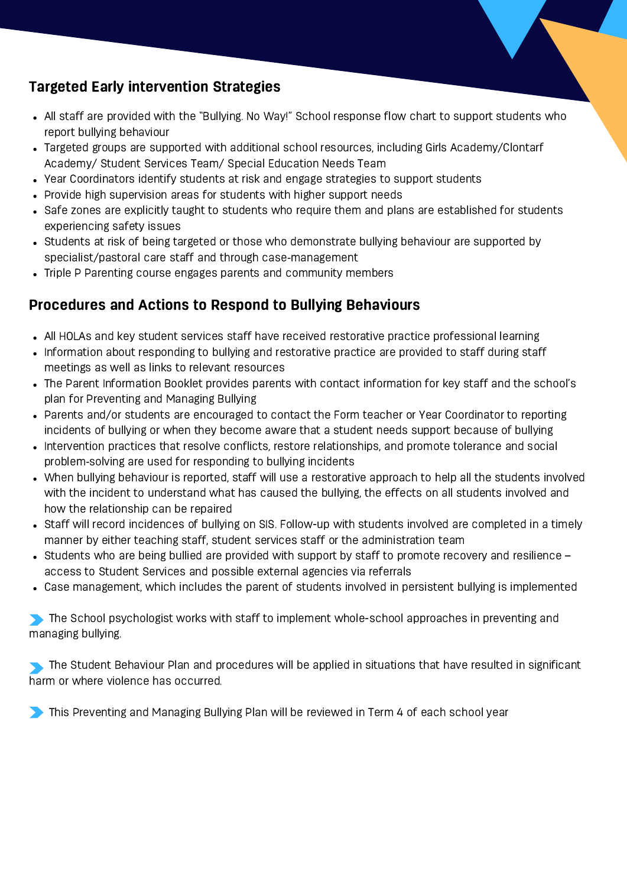## Targeted Early intervention Strategies

- All staff are provided with the "Bullying. No Way!" School response flow chart to support students who report bullying behaviour
- Targeted groups are supported with additional school resources, including Girls Academy/Clontarf Academy/ Student Services Team/ Special Education Needs Team
- Year Coordinators identify students at risk and engage strategies to support students
- Provide high supervision areas for students with higher support needs
- Safe zones are explicitly taught to students who require them and plans are established for students experiencing safety issues
- Students at risk of being targeted or those who demonstrate bullying behaviour are supported by specialist/pastoral care staff and through case-management
- Triple P Parenting course engages parents and community members

## Procedures and Actions to Respond to Bullying Behaviours

- All HOLAs and key student services staff have received restorative practice professional learning
- Information about responding to bullying and restorative practice are provided to staff during staff meetings as well as links to relevant resources
- The Parent Information Booklet provides parents with contact information for key staff and the school's plan for Preventing and Managing Bullying
- Parents and/or students are encouraged to contact the Form teacher or Year Coordinator to reporting incidents of bullying or when they become aware that a student needs support because of bullying
- Intervention practices that resolve conflicts, restore relationships, and promote tolerance and social problem-solving are used for responding to bullying incidents
- When bullying behaviour is reported, staff will use a restorative approach to help all the students involved with the incident to understand what has caused the bullying, the effects on all students involved and how the relationship can be repaired
- Staff will record incidences of bullying on SIS. Follow-up with students involved are completed in a timely manner by either teaching staff, student services staff or the administration team
- Students who are being bullied are provided with support by staff to promote recovery and resilience – access to Student Services and possible external agencies via referrals
- Case management, which includes the parent of students involved in persistent bullying is implemented

➤ The School psychologist works with staff to implement whole-school approaches in preventing and managing bullying.

➤ The Student Behaviour Plan and procedures will be applied in situations that have resulted in significant harm or where violence has occurred.

➤ This Preventing and Managing Bullying Plan will be reviewed in Term 4 of each school year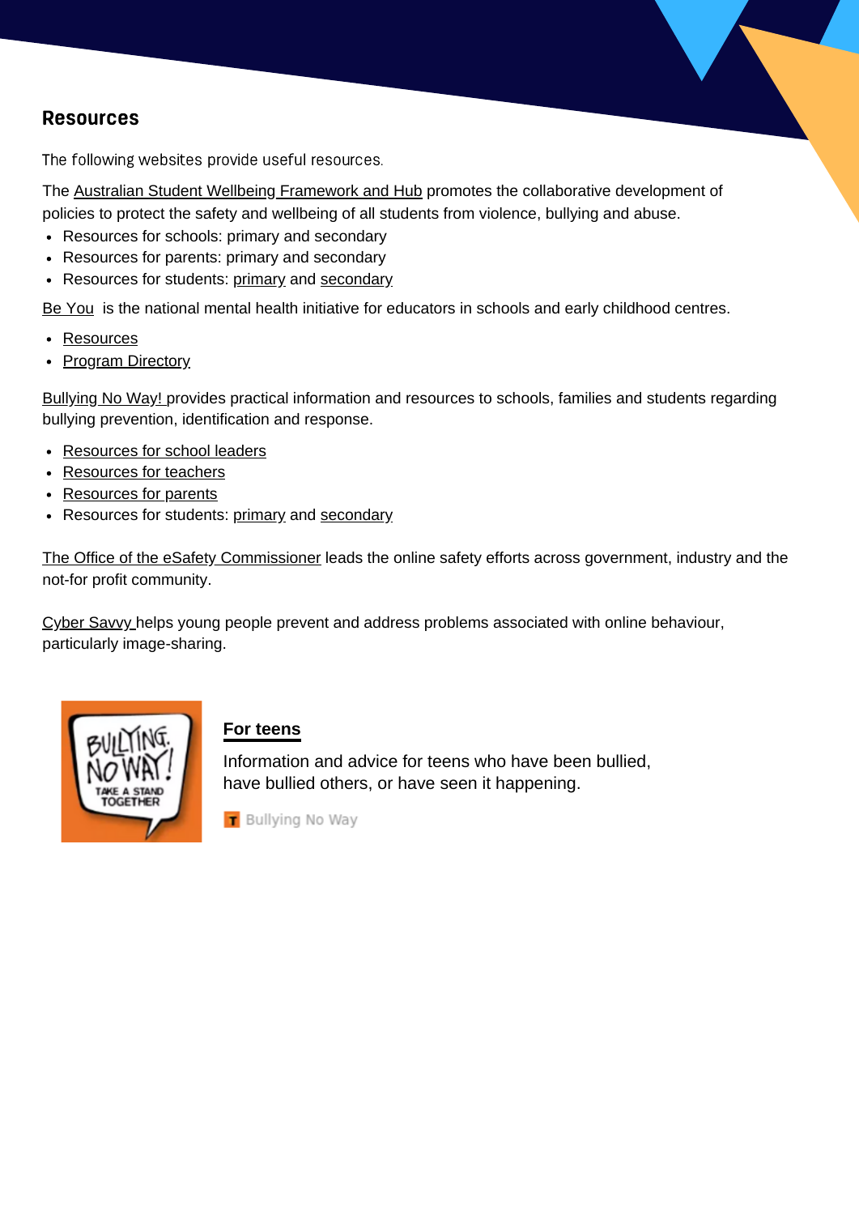## Resources

The following websites provide useful resources.

The Australian Student Wellbeing Framework and Hub promotes the collaborative development of policies to protect the safety and wellbeing of all students from violence, bullying and abuse.

- Resources for schools: primary and secondary
- Resources for parents: primary and secondary
- Resources for students: primary and secondary

Be You is the national mental health initiative for educators in schools and early childhood centres.

- Resources
- Program Directory

Bullying No Way! provides practical information and resources to schools, families and students regarding bullying prevention, identification and response.

- Resources for school leaders
- Resources for teachers
- Resources for parents
- Resources for students: primary and secondary

The Office of the eSafety Commissioner leads the online safety efforts across government, industry and the not-for profit community.

Cyber Savvy helps young people prevent and address problems associated with online behaviour, particularly image-sharing.

**For teens**

Information and advice for teens who have been bullied, have bullied others, or have seen it happening.

Bullying No Way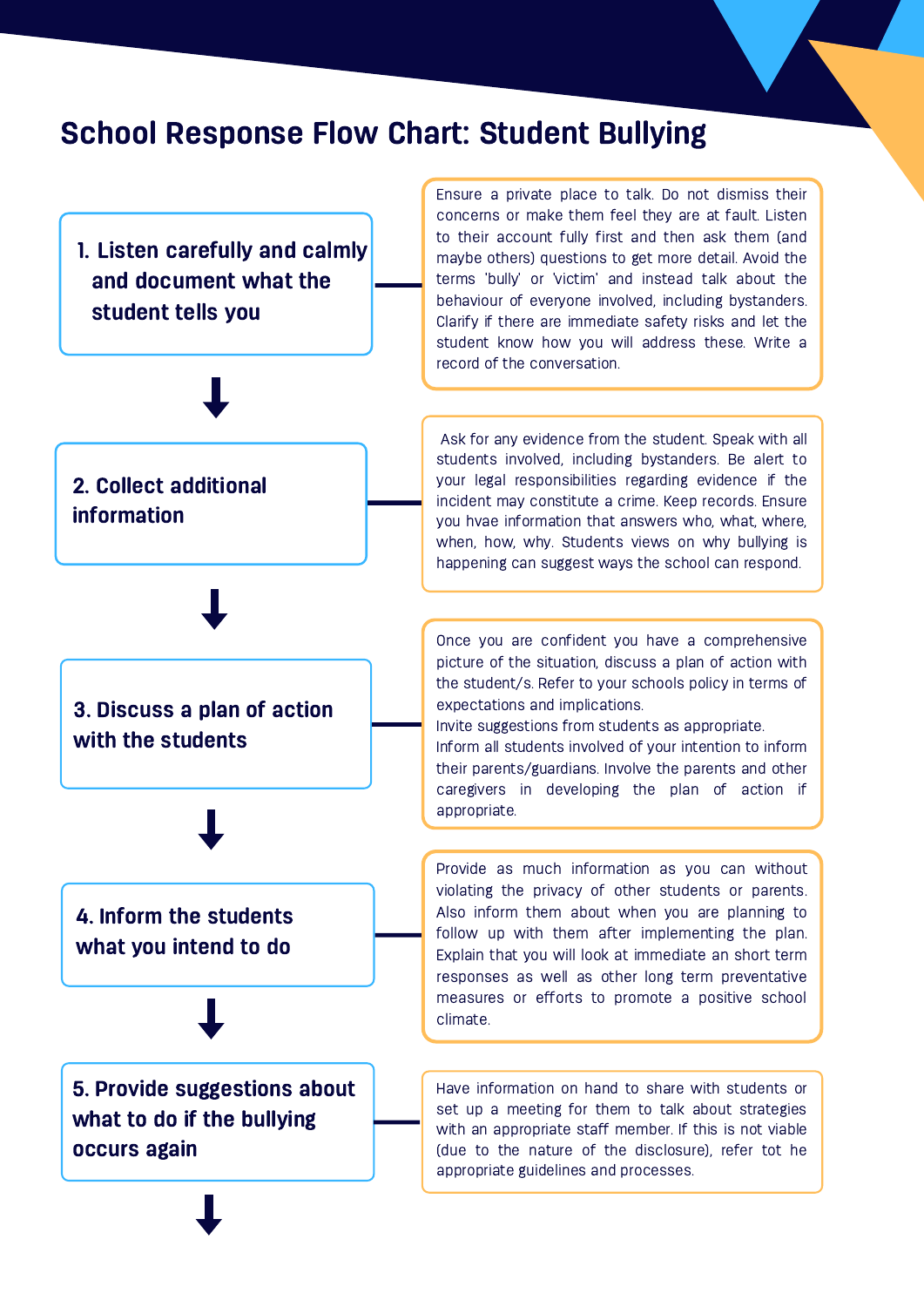# School Response Flow Chart: Student Bullying

## 1. Listen carefully and calmly and document what the student tells you

Ensure a private place to talk. Do not dismiss their concerns or make them feel they are at fault. Listen to their account fully first and then ask them (and maybe others) questions to get more detail. Avoid the terms 'bully' or 'victim' and instead talk about the behaviour of everyone involved, including bystanders. Clarify if there are immediate safety risks and let the student know how you will address these. Write a record of the conversation.

↓

## 2. Collect additional information

Ask for any evidence from the student. Speak with all students involved, including bystanders. Be alert to your legal responsibilities regarding evidence if the incident may constitute a crime. Keep records. Ensure you hvae information that answers who, what, where, when, how, why. Students views on why bullying is happening can suggest ways the school can respond.

↓

## 3. Discuss a plan of action with the students

Once you are confident you have a comprehensive picture of the situation, discuss a plan of action with the student/s. Refer to your schools policy in terms of expectations and implications.

Invite suggestions from students as appropriate.

Inform all students involved of your intention to inform their parents/guardians. Involve the parents and other caregivers in developing the plan of action if appropriate.

↓

## 4. Inform the students what you intend to do

Provide as much information as you can without violating the privacy of other students or parents. Also inform them about when you are planning to follow up with them after implementing the plan. Explain that you will look at immediate an short term responses as well as other long term preventative measures or efforts to promote a positive school climate.

↓

## 5. Provide suggestions about what to do if the bullying occurs again

Have information on hand to share with students or set up a meeting for them to talk about strategies with an appropriate staff member. If this is not viable (due to the nature of the disclosure), refer tot he appropriate guidelines and processes.

↓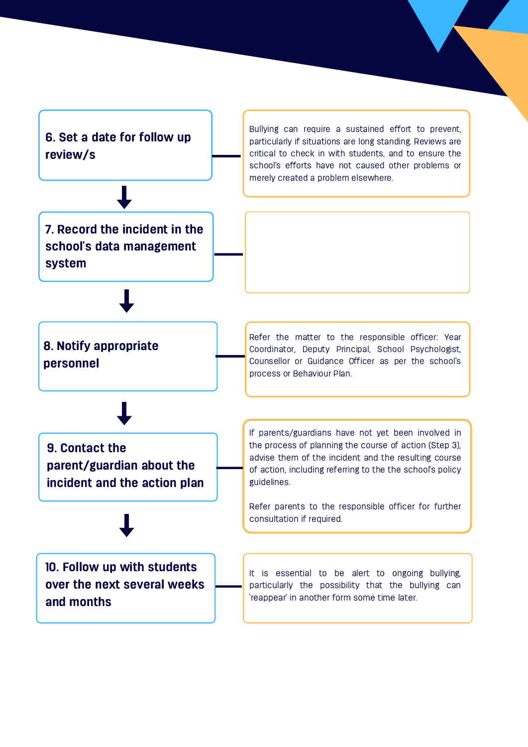**6. Set a date for follow up review/s**

Bullying can require a sustained effort to prevent, particularly if situations are long standing. Reviews are critical to check in with students, and to ensure the school's efforts have not caused other problems or merely created a problem elsewhere.

**7. Record the incident in the school's data management system**

**8. Notify appropriate personnel**

Refer the matter to the responsible officer: Year Coordinator, Deputy Principal, School Psychologist, Counsellor or Guidance Officer as per the school's process or Behaviour Plan.

**9. Contact the parent/guardian about the incident and the action plan**

If parents/guardians have not yet been involved in the process of planning the course of action (Step 3), advise them of the incident and the resulting course of action, including referring to the the school's policy guidelines.

Refer parents to the responsible officer for further consultation if required.

**10. Follow up with students over the next several weeks and months**

It is essential to be alert to ongoing bullying, particularly the possibility that the bullying can 'reappear' in another form some time later.